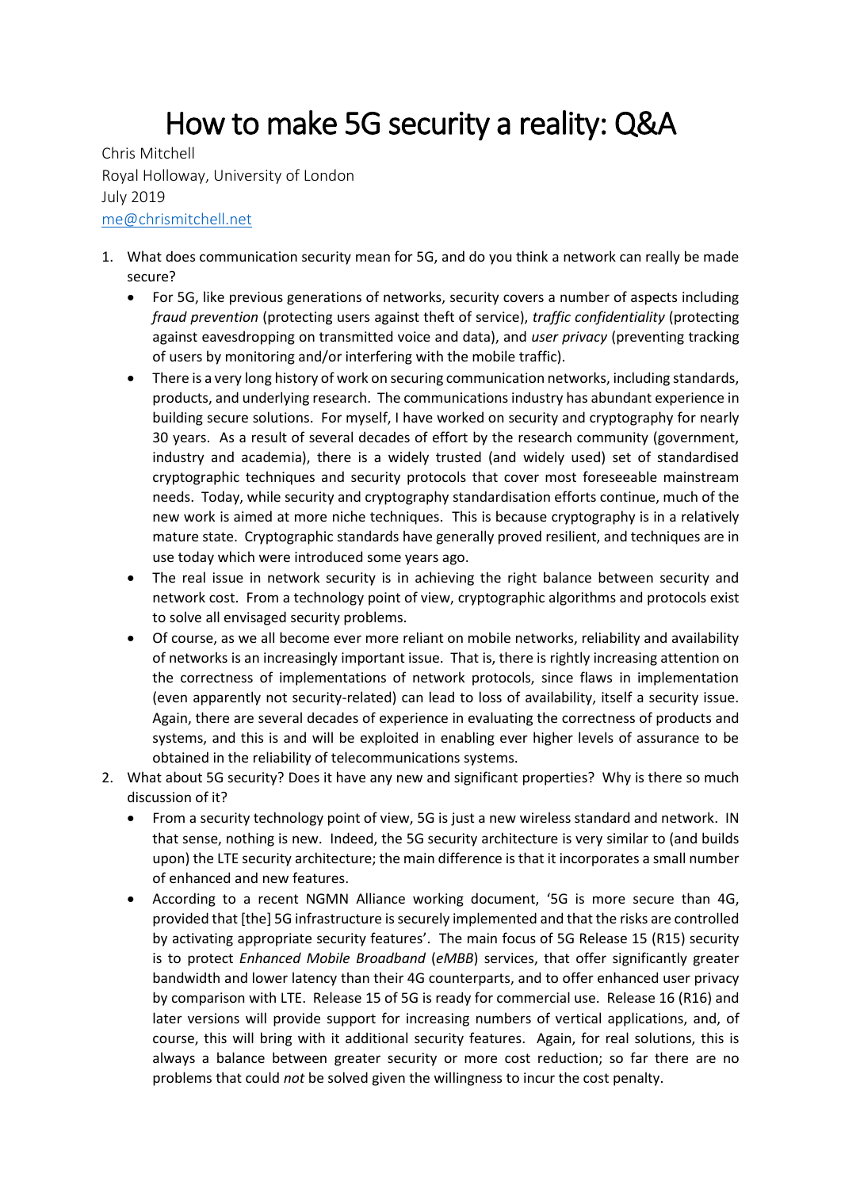# How to make 5G security a reality: Q&A

Chris Mitchell
Royal Holloway, University of London
July 2019
[me@chrismitchell.net](mailto:me@chrismitchell.net)

1. What does communication security mean for 5G, and do you think a network can really be made secure?
   - For 5G, like previous generations of networks, security covers a number of aspects including *fraud prevention* (protecting users against theft of service), *traffic confidentiality* (protecting against eavesdropping on transmitted voice and data), and *user privacy* (preventing tracking of users by monitoring and/or interfering with the mobile traffic).
   - There is a very long history of work on securing communication networks, including standards, products, and underlying research. The communications industry has abundant experience in building secure solutions. For myself, I have worked on security and cryptography for nearly 30 years. As a result of several decades of effort by the research community (government, industry and academia), there is a widely trusted (and widely used) set of standardised cryptographic techniques and security protocols that cover most foreseeable mainstream needs. Today, while security and cryptography standardisation efforts continue, much of the new work is aimed at more niche techniques. This is because cryptography is in a relatively mature state. Cryptographic standards have generally proved resilient, and techniques are in use today which were introduced some years ago.
   - The real issue in network security is in achieving the right balance between security and network cost. From a technology point of view, cryptographic algorithms and protocols exist to solve all envisaged security problems.
   - Of course, as we all become ever more reliant on mobile networks, reliability and availability of networks is an increasingly important issue. That is, there is rightly increasing attention on the correctness of implementations of network protocols, since flaws in implementation (even apparently not security-related) can lead to loss of availability, itself a security issue. Again, there are several decades of experience in evaluating the correctness of products and systems, and this is and will be exploited in enabling ever higher levels of assurance to be obtained in the reliability of telecommunications systems.
2. What about 5G security? Does it have any new and significant properties? Why is there so much discussion of it?
   - From a security technology point of view, 5G is just a new wireless standard and network. IN that sense, nothing is new. Indeed, the 5G security architecture is very similar to (and builds upon) the LTE security architecture; the main difference is that it incorporates a small number of enhanced and new features.
   - According to a recent NGMN Alliance working document, '5G is more secure than 4G, provided that [the] 5G infrastructure is securely implemented and that the risks are controlled by activating appropriate security features'. The main focus of 5G Release 15 (R15) security is to protect *Enhanced Mobile Broadband* (*eMBB*) services, that offer significantly greater bandwidth and lower latency than their 4G counterparts, and to offer enhanced user privacy by comparison with LTE. Release 15 of 5G is ready for commercial use. Release 16 (R16) and later versions will provide support for increasing numbers of vertical applications, and, of course, this will bring with it additional security features. Again, for real solutions, this is always a balance between greater security or more cost reduction; so far there are no problems that could *not* be solved given the willingness to incur the cost penalty.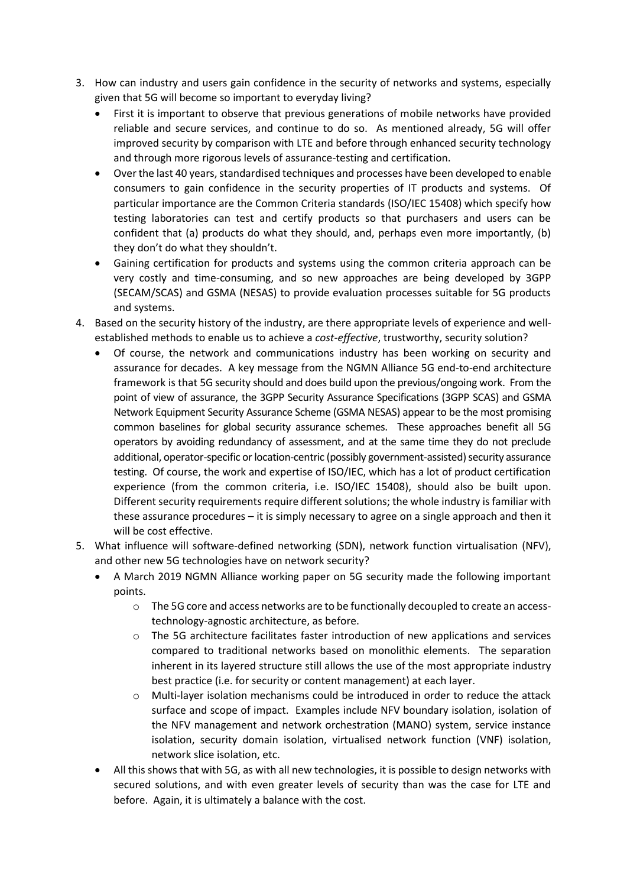3. How can industry and users gain confidence in the security of networks and systems, especially given that 5G will become so important to everyday living?
   - First it is important to observe that previous generations of mobile networks have provided reliable and secure services, and continue to do so. As mentioned already, 5G will offer improved security by comparison with LTE and before through enhanced security technology and through more rigorous levels of assurance-testing and certification.
   - Over the last 40 years, standardised techniques and processes have been developed to enable consumers to gain confidence in the security properties of IT products and systems. Of particular importance are the Common Criteria standards (ISO/IEC 15408) which specify how testing laboratories can test and certify products so that purchasers and users can be confident that (a) products do what they should, and, perhaps even more importantly, (b) they don't do what they shouldn't.
   - Gaining certification for products and systems using the common criteria approach can be very costly and time-consuming, and so new approaches are being developed by 3GPP (SECAM/SCAS) and GSMA (NESAS) to provide evaluation processes suitable for 5G products and systems.
4. Based on the security history of the industry, are there appropriate levels of experience and well-established methods to enable us to achieve a *cost-effective*, trustworthy, security solution?
   - Of course, the network and communications industry has been working on security and assurance for decades. A key message from the NGMN Alliance 5G end-to-end architecture framework is that 5G security should and does build upon the previous/ongoing work. From the point of view of assurance, the 3GPP Security Assurance Specifications (3GPP SCAS) and GSMA Network Equipment Security Assurance Scheme (GSMA NESAS) appear to be the most promising common baselines for global security assurance schemes. These approaches benefit all 5G operators by avoiding redundancy of assessment, and at the same time they do not preclude additional, operator-specific or location-centric (possibly government-assisted) security assurance testing. Of course, the work and expertise of ISO/IEC, which has a lot of product certification experience (from the common criteria, i.e. ISO/IEC 15408), should also be built upon. Different security requirements require different solutions; the whole industry is familiar with these assurance procedures – it is simply necessary to agree on a single approach and then it will be cost effective.
5. What influence will software-defined networking (SDN), network function virtualisation (NFV), and other new 5G technologies have on network security?
   - A March 2019 NGMN Alliance working paper on 5G security made the following important points.
     - The 5G core and access networks are to be functionally decoupled to create an access-technology-agnostic architecture, as before.
     - The 5G architecture facilitates faster introduction of new applications and services compared to traditional networks based on monolithic elements. The separation inherent in its layered structure still allows the use of the most appropriate industry best practice (i.e. for security or content management) at each layer.
     - Multi-layer isolation mechanisms could be introduced in order to reduce the attack surface and scope of impact. Examples include NFV boundary isolation, isolation of the NFV management and network orchestration (MANO) system, service instance isolation, security domain isolation, virtualised network function (VNF) isolation, network slice isolation, etc.
   - All this shows that with 5G, as with all new technologies, it is possible to design networks with secured solutions, and with even greater levels of security than was the case for LTE and before. Again, it is ultimately a balance with the cost.